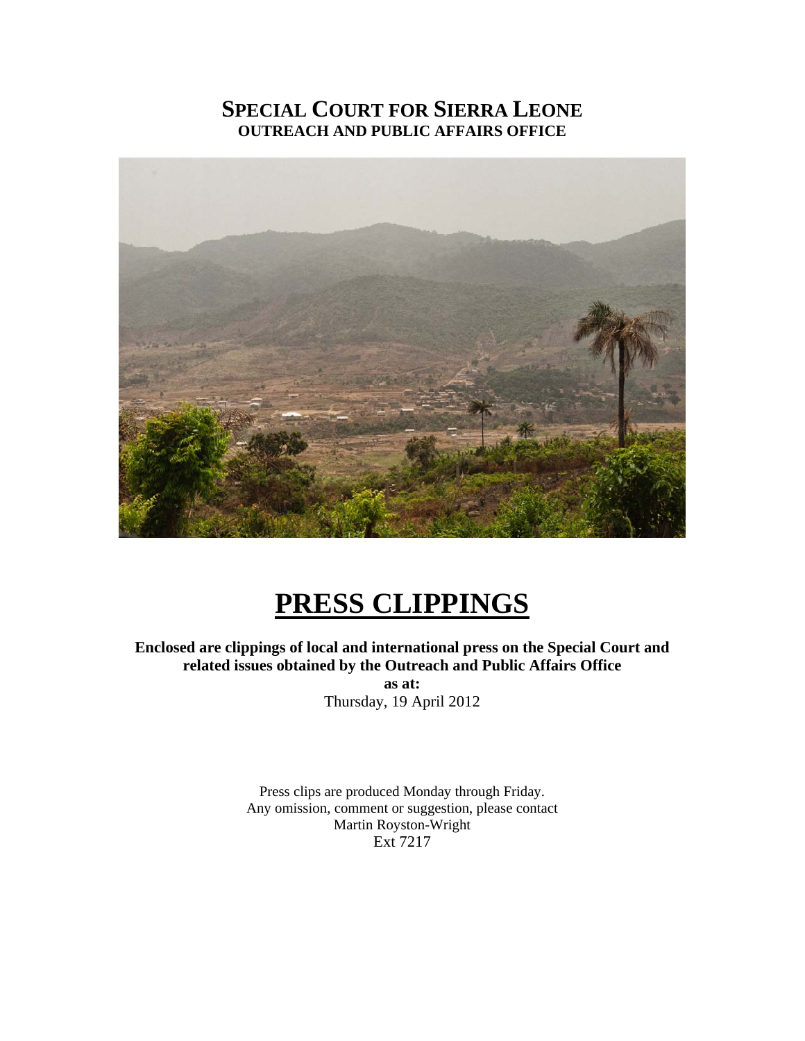# SPECIAL COURT FOR SIERRA LEONE
## OUTREACH AND PUBLIC AFFAIRS OFFICE

# PRESS CLIPPINGS

**Enclosed are clippings of local and international press on the Special Court and related issues obtained by the Outreach and Public Affairs Office**

**as at:**

Thursday, 19 April 2012

Press clips are produced Monday through Friday.
Any omission, comment or suggestion, please contact
Martin Royston-Wright
Ext 7217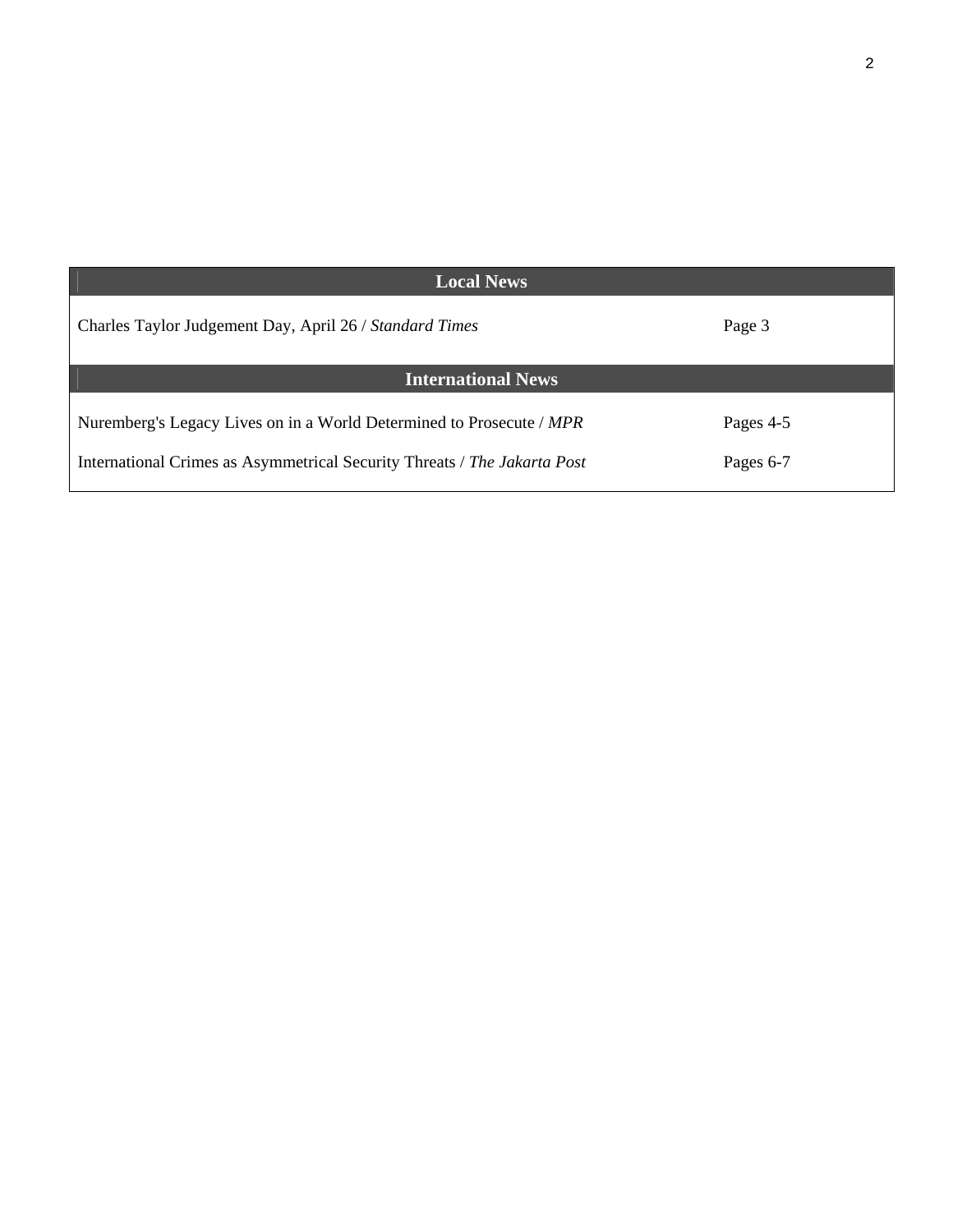| Local News | |
|---|---|
| Charles Taylor Judgement Day, April 26 / *Standard Times* | Page 3 |
| **International News** | |
| Nuremberg's Legacy Lives on in a World Determined to Prosecute / *MPR* | Pages 4-5 |
| International Crimes as Asymmetrical Security Threats / *The Jakarta Post* | Pages 6-7 |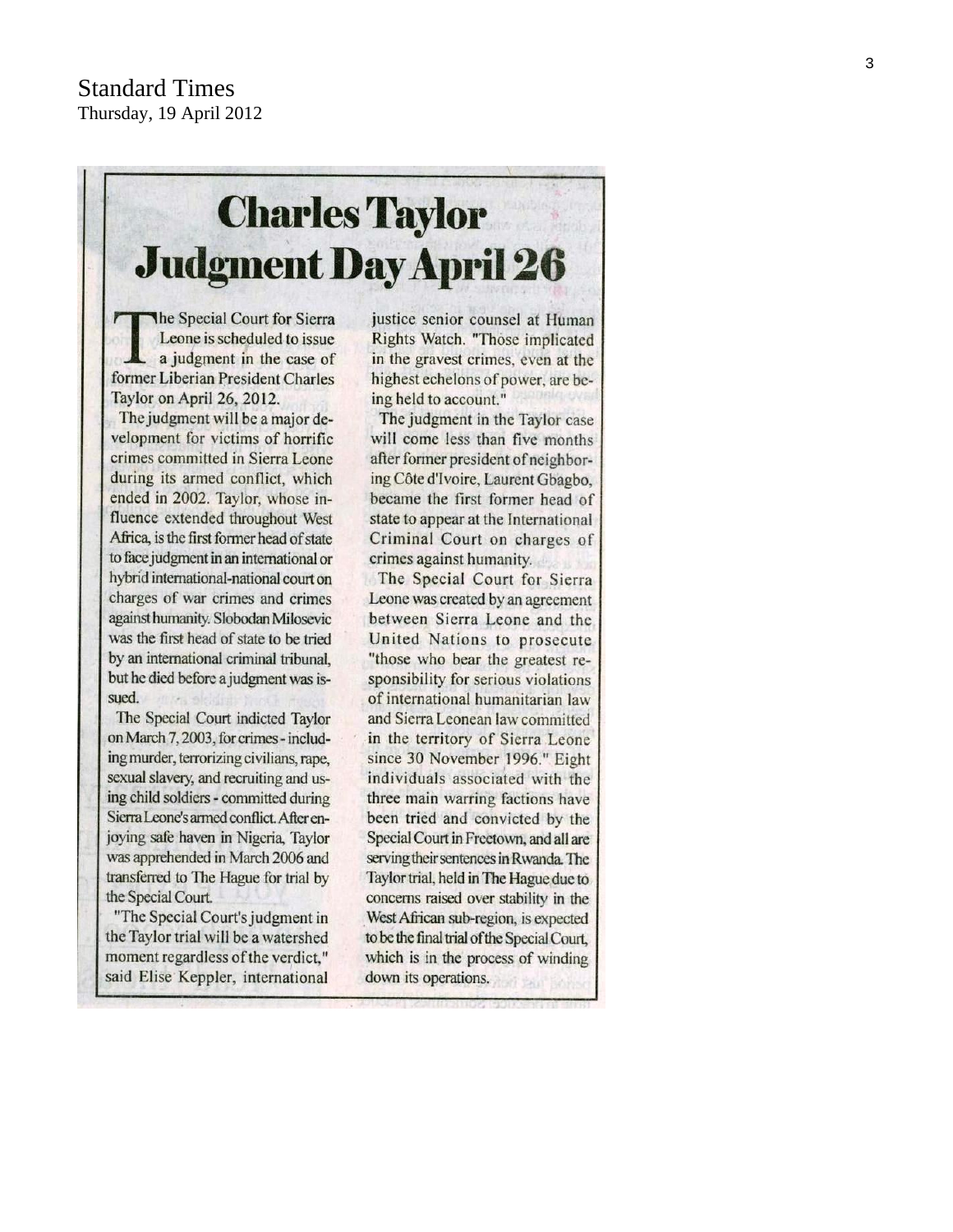Standard Times
Thursday, 19 April 2012

# Charles Taylor Judgment Day April 26

The Special Court for Sierra Leone is scheduled to issue a judgment in the case of former Liberian President Charles Taylor on April 26, 2012.

The judgment will be a major development for victims of horrific crimes committed in Sierra Leone during its armed conflict, which ended in 2002. Taylor, whose influence extended throughout West Africa, is the first former head of state to face judgment in an international or hybrid international-national court on charges of war crimes and crimes against humanity. Slobodan Milosevic was the first head of state to be tried by an international criminal tribunal, but he died before a judgment was issued.

The Special Court indicted Taylor on March 7, 2003, for crimes - including murder, terrorizing civilians, rape, sexual slavery, and recruiting and using child soldiers - committed during Sierra Leone's armed conflict. After enjoying safe haven in Nigeria, Taylor was apprehended in March 2006 and transferred to The Hague for trial by the Special Court.

"The Special Court's judgment in the Taylor trial will be a watershed moment regardless of the verdict," said Elise Keppler, international justice senior counsel at Human Rights Watch. "Those implicated in the gravest crimes, even at the highest echelons of power, are being held to account."

The judgment in the Taylor case will come less than five months after former president of neighboring Côte d'Ivoire, Laurent Gbagbo, became the first former head of state to appear at the International Criminal Court on charges of crimes against humanity.

The Special Court for Sierra Leone was created by an agreement between Sierra Leone and the United Nations to prosecute "those who bear the greatest responsibility for serious violations of international humanitarian law and Sierra Leonean law committed in the territory of Sierra Leone since 30 November 1996." Eight individuals associated with the three main warring factions have been tried and convicted by the Special Court in Freetown, and all are serving their sentences in Rwanda. The Taylor trial, held in The Hague due to concerns raised over stability in the West African sub-region, is expected to be the final trial of the Special Court, which is in the process of winding down its operations.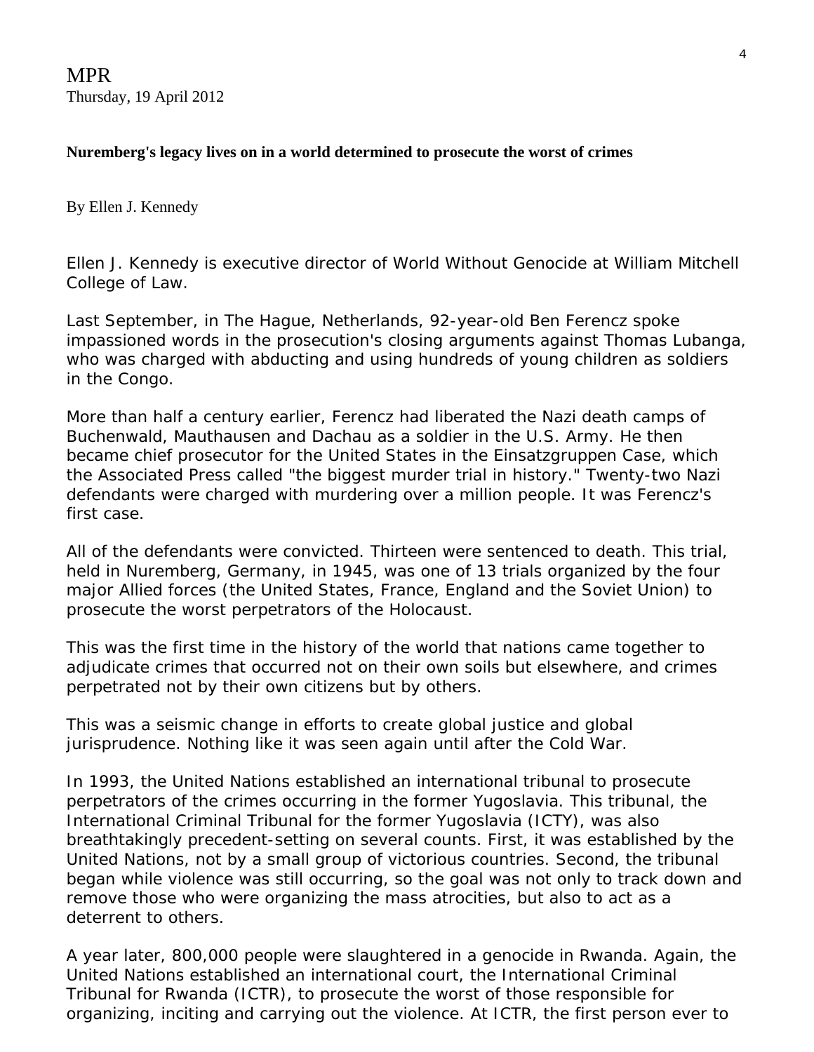MPR
Thursday, 19 April 2012

**Nuremberg's legacy lives on in a world determined to prosecute the worst of crimes**

By Ellen J. Kennedy

Ellen J. Kennedy is executive director of World Without Genocide at William Mitchell College of Law.

Last September, in The Hague, Netherlands, 92-year-old Ben Ferencz spoke impassioned words in the prosecution's closing arguments against Thomas Lubanga, who was charged with abducting and using hundreds of young children as soldiers in the Congo.

More than half a century earlier, Ferencz had liberated the Nazi death camps of Buchenwald, Mauthausen and Dachau as a soldier in the U.S. Army. He then became chief prosecutor for the United States in the Einsatzgruppen Case, which the Associated Press called "the biggest murder trial in history." Twenty-two Nazi defendants were charged with murdering over a million people. It was Ferencz's first case.

All of the defendants were convicted. Thirteen were sentenced to death. This trial, held in Nuremberg, Germany, in 1945, was one of 13 trials organized by the four major Allied forces (the United States, France, England and the Soviet Union) to prosecute the worst perpetrators of the Holocaust.

This was the first time in the history of the world that nations came together to adjudicate crimes that occurred not on their own soils but elsewhere, and crimes perpetrated not by their own citizens but by others.

This was a seismic change in efforts to create global justice and global jurisprudence. Nothing like it was seen again until after the Cold War.

In 1993, the United Nations established an international tribunal to prosecute perpetrators of the crimes occurring in the former Yugoslavia. This tribunal, the International Criminal Tribunal for the former Yugoslavia (ICTY), was also breathtakingly precedent-setting on several counts. First, it was established by the United Nations, not by a small group of victorious countries. Second, the tribunal began while violence was still occurring, so the goal was not only to track down and remove those who were organizing the mass atrocities, but also to act as a deterrent to others.

A year later, 800,000 people were slaughtered in a genocide in Rwanda. Again, the United Nations established an international court, the International Criminal Tribunal for Rwanda (ICTR), to prosecute the worst of those responsible for organizing, inciting and carrying out the violence. At ICTR, the first person ever to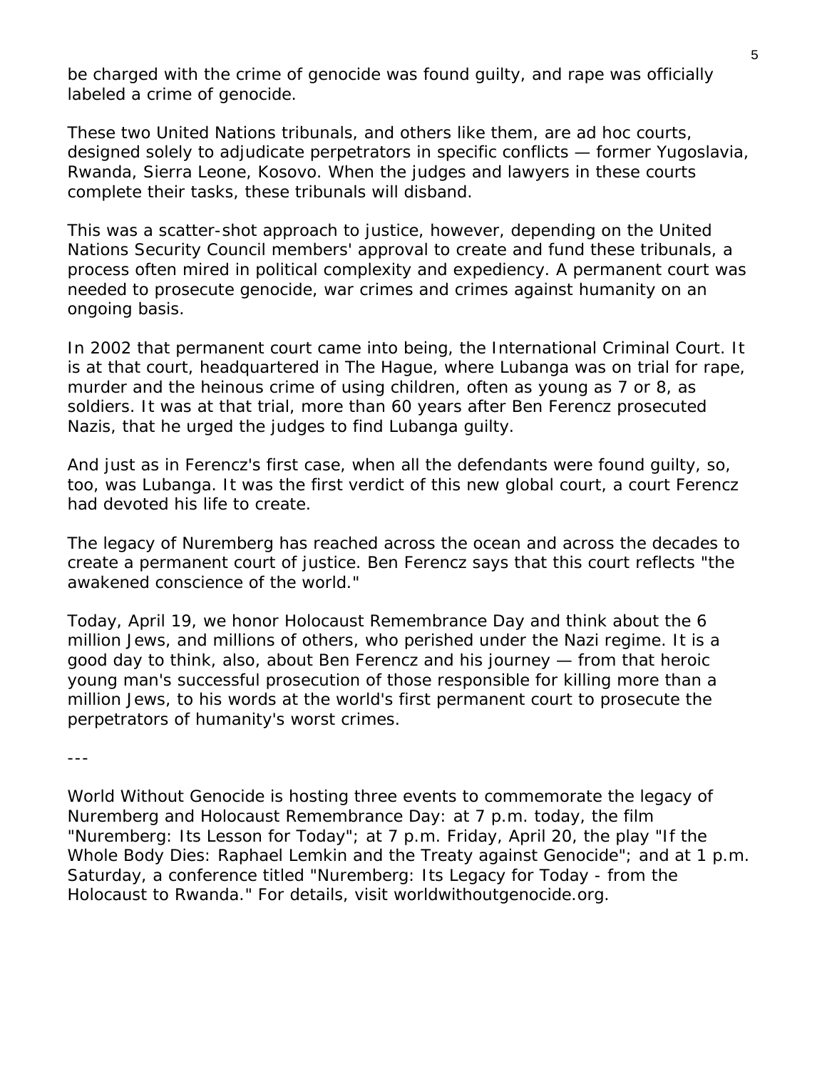be charged with the crime of genocide was found guilty, and rape was officially labeled a crime of genocide.

These two United Nations tribunals, and others like them, are ad hoc courts, designed solely to adjudicate perpetrators in specific conflicts — former Yugoslavia, Rwanda, Sierra Leone, Kosovo. When the judges and lawyers in these courts complete their tasks, these tribunals will disband.

This was a scatter-shot approach to justice, however, depending on the United Nations Security Council members' approval to create and fund these tribunals, a process often mired in political complexity and expediency. A permanent court was needed to prosecute genocide, war crimes and crimes against humanity on an ongoing basis.

In 2002 that permanent court came into being, the International Criminal Court. It is at that court, headquartered in The Hague, where Lubanga was on trial for rape, murder and the heinous crime of using children, often as young as 7 or 8, as soldiers. It was at that trial, more than 60 years after Ben Ferencz prosecuted Nazis, that he urged the judges to find Lubanga guilty.

And just as in Ferencz's first case, when all the defendants were found guilty, so, too, was Lubanga. It was the first verdict of this new global court, a court Ferencz had devoted his life to create.

The legacy of Nuremberg has reached across the ocean and across the decades to create a permanent court of justice. Ben Ferencz says that this court reflects "the awakened conscience of the world."

Today, April 19, we honor Holocaust Remembrance Day and think about the 6 million Jews, and millions of others, who perished under the Nazi regime. It is a good day to think, also, about Ben Ferencz and his journey — from that heroic young man's successful prosecution of those responsible for killing more than a million Jews, to his words at the world's first permanent court to prosecute the perpetrators of humanity's worst crimes.

---

World Without Genocide is hosting three events to commemorate the legacy of Nuremberg and Holocaust Remembrance Day: at 7 p.m. today, the film "Nuremberg: Its Lesson for Today"; at 7 p.m. Friday, April 20, the play "If the Whole Body Dies: Raphael Lemkin and the Treaty against Genocide"; and at 1 p.m. Saturday, a conference titled "Nuremberg: Its Legacy for Today - from the Holocaust to Rwanda." For details, visit worldwithoutgenocide.org.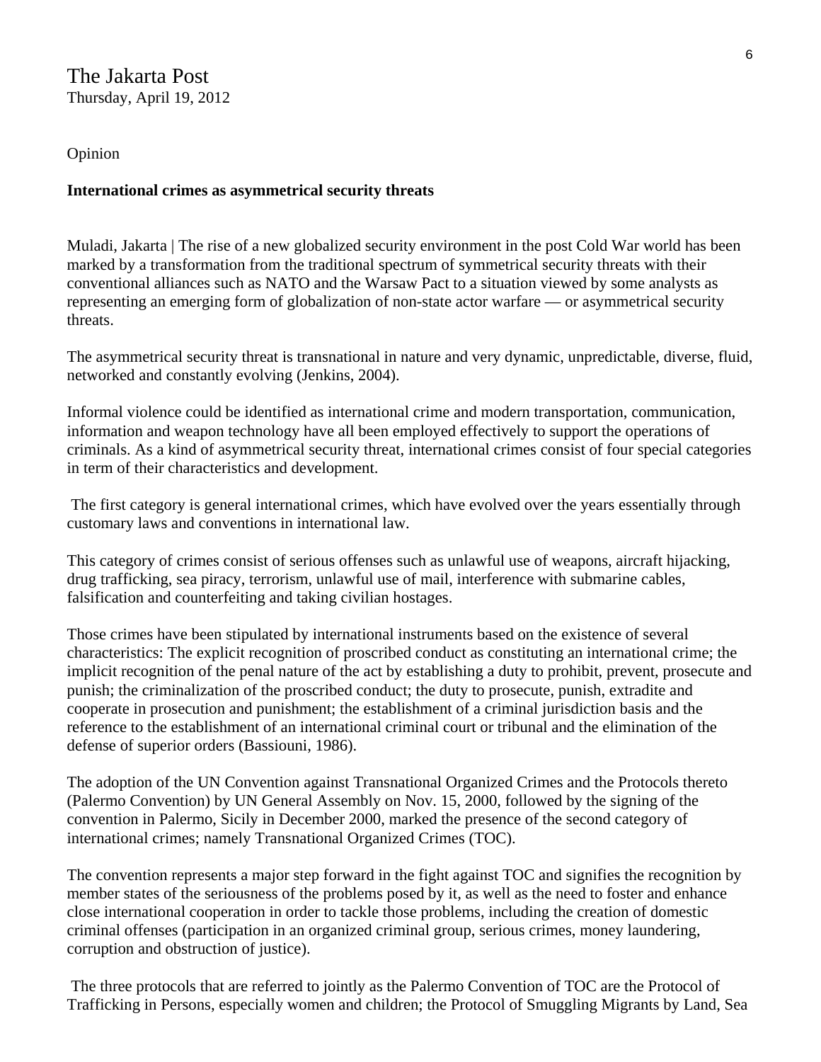The Jakarta Post
Thursday, April 19, 2012

Opinion

**International crimes as asymmetrical security threats**

Muladi, Jakarta | The rise of a new globalized security environment in the post Cold War world has been marked by a transformation from the traditional spectrum of symmetrical security threats with their conventional alliances such as NATO and the Warsaw Pact to a situation viewed by some analysts as representing an emerging form of globalization of non-state actor warfare — or asymmetrical security threats.

The asymmetrical security threat is transnational in nature and very dynamic, unpredictable, diverse, fluid, networked and constantly evolving (Jenkins, 2004).

Informal violence could be identified as international crime and modern transportation, communication, information and weapon technology have all been employed effectively to support the operations of criminals. As a kind of asymmetrical security threat, international crimes consist of four special categories in term of their characteristics and development.

The first category is general international crimes, which have evolved over the years essentially through customary laws and conventions in international law.

This category of crimes consist of serious offenses such as unlawful use of weapons, aircraft hijacking, drug trafficking, sea piracy, terrorism, unlawful use of mail, interference with submarine cables, falsification and counterfeiting and taking civilian hostages.

Those crimes have been stipulated by international instruments based on the existence of several characteristics: The explicit recognition of proscribed conduct as constituting an international crime; the implicit recognition of the penal nature of the act by establishing a duty to prohibit, prevent, prosecute and punish; the criminalization of the proscribed conduct; the duty to prosecute, punish, extradite and cooperate in prosecution and punishment; the establishment of a criminal jurisdiction basis and the reference to the establishment of an international criminal court or tribunal and the elimination of the defense of superior orders (Bassiouni, 1986).

The adoption of the UN Convention against Transnational Organized Crimes and the Protocols thereto (Palermo Convention) by UN General Assembly on Nov. 15, 2000, followed by the signing of the convention in Palermo, Sicily in December 2000, marked the presence of the second category of international crimes; namely Transnational Organized Crimes (TOC).

The convention represents a major step forward in the fight against TOC and signifies the recognition by member states of the seriousness of the problems posed by it, as well as the need to foster and enhance close international cooperation in order to tackle those problems, including the creation of domestic criminal offenses (participation in an organized criminal group, serious crimes, money laundering, corruption and obstruction of justice).

The three protocols that are referred to jointly as the Palermo Convention of TOC are the Protocol of Trafficking in Persons, especially women and children; the Protocol of Smuggling Migrants by Land, Sea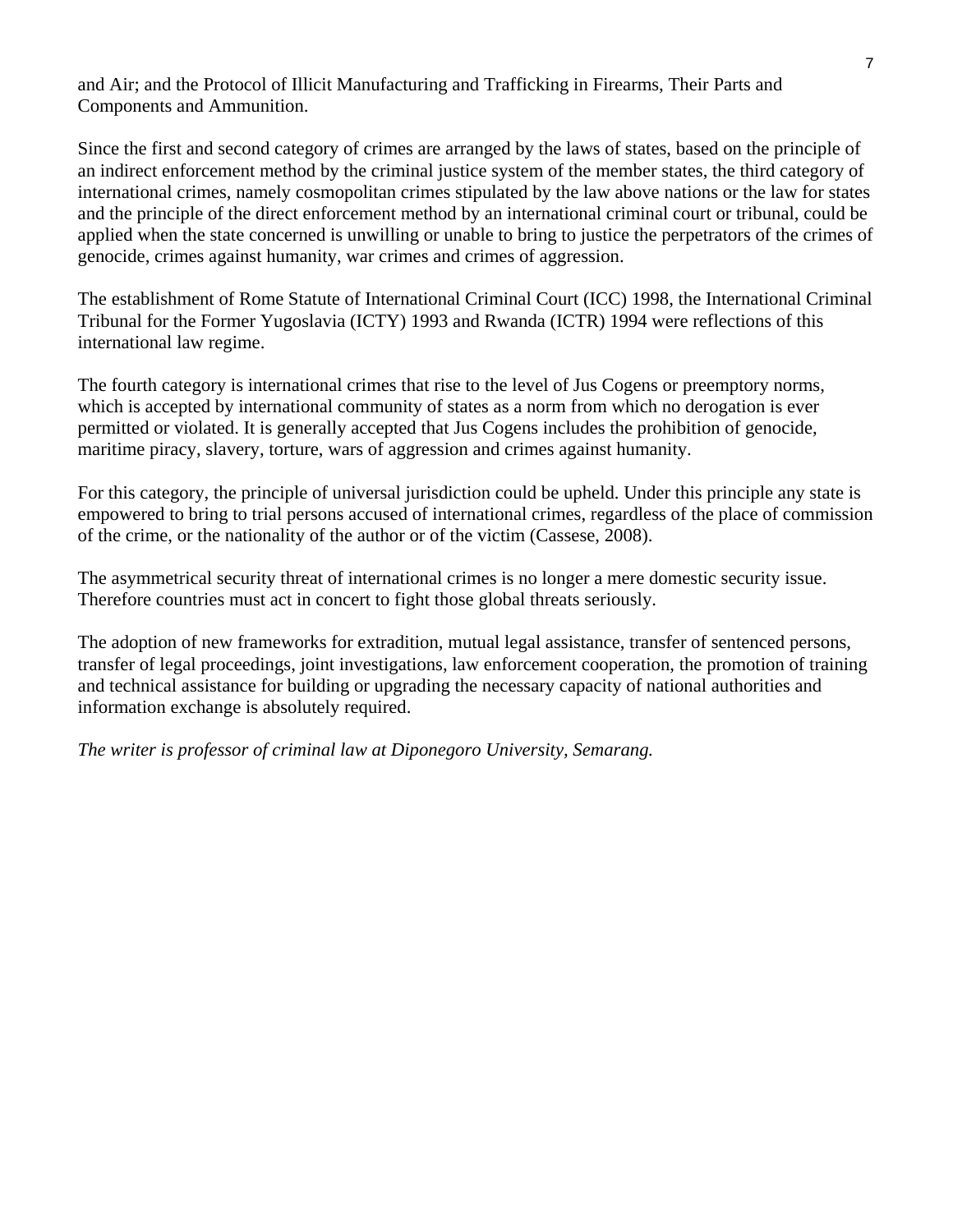and Air; and the Protocol of Illicit Manufacturing and Trafficking in Firearms, Their Parts and Components and Ammunition.

Since the first and second category of crimes are arranged by the laws of states, based on the principle of an indirect enforcement method by the criminal justice system of the member states, the third category of international crimes, namely cosmopolitan crimes stipulated by the law above nations or the law for states and the principle of the direct enforcement method by an international criminal court or tribunal, could be applied when the state concerned is unwilling or unable to bring to justice the perpetrators of the crimes of genocide, crimes against humanity, war crimes and crimes of aggression.

The establishment of Rome Statute of International Criminal Court (ICC) 1998, the International Criminal Tribunal for the Former Yugoslavia (ICTY) 1993 and Rwanda (ICTR) 1994 were reflections of this international law regime.

The fourth category is international crimes that rise to the level of Jus Cogens or preemptory norms, which is accepted by international community of states as a norm from which no derogation is ever permitted or violated. It is generally accepted that Jus Cogens includes the prohibition of genocide, maritime piracy, slavery, torture, wars of aggression and crimes against humanity.

For this category, the principle of universal jurisdiction could be upheld. Under this principle any state is empowered to bring to trial persons accused of international crimes, regardless of the place of commission of the crime, or the nationality of the author or of the victim (Cassese, 2008).

The asymmetrical security threat of international crimes is no longer a mere domestic security issue. Therefore countries must act in concert to fight those global threats seriously.

The adoption of new frameworks for extradition, mutual legal assistance, transfer of sentenced persons, transfer of legal proceedings, joint investigations, law enforcement cooperation, the promotion of training and technical assistance for building or upgrading the necessary capacity of national authorities and information exchange is absolutely required.

*The writer is professor of criminal law at Diponegoro University, Semarang.*